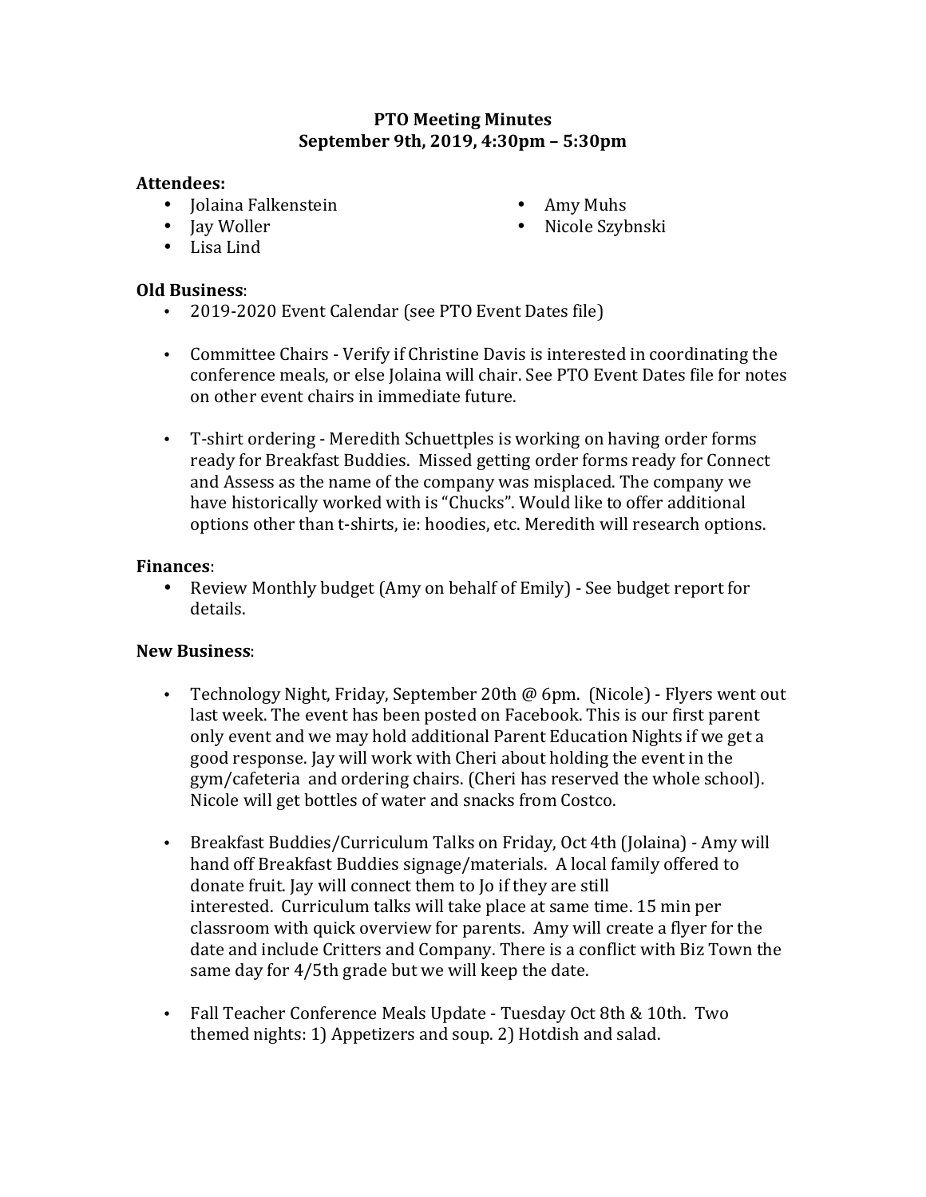# PTO Meeting Minutes
## September 9th, 2019, 4:30pm – 5:30pm

**Attendees:**

- Jolaina Falkenstein
- Jay Woller
- Lisa Lind
- Amy Muhs
- Nicole Szybnski

**Old Business**:

- 2019-2020 Event Calendar (see PTO Event Dates file)

- Committee Chairs - Verify if Christine Davis is interested in coordinating the conference meals, or else Jolaina will chair. See PTO Event Dates file for notes on other event chairs in immediate future.

- T-shirt ordering - Meredith Schuettples is working on having order forms ready for Breakfast Buddies. Missed getting order forms ready for Connect and Assess as the name of the company was misplaced. The company we have historically worked with is "Chucks". Would like to offer additional options other than t-shirts, ie: hoodies, etc. Meredith will research options.

**Finances**:

- Review Monthly budget (Amy on behalf of Emily) - See budget report for details.

**New Business**:

- Technology Night, Friday, September 20th @ 6pm. (Nicole) - Flyers went out last week. The event has been posted on Facebook. This is our first parent only event and we may hold additional Parent Education Nights if we get a good response. Jay will work with Cheri about holding the event in the gym/cafeteria and ordering chairs. (Cheri has reserved the whole school). Nicole will get bottles of water and snacks from Costco.

- Breakfast Buddies/Curriculum Talks on Friday, Oct 4th (Jolaina) - Amy will hand off Breakfast Buddies signage/materials. A local family offered to donate fruit. Jay will connect them to Jo if they are still interested. Curriculum talks will take place at same time. 15 min per classroom with quick overview for parents. Amy will create a flyer for the date and include Critters and Company. There is a conflict with Biz Town the same day for 4/5th grade but we will keep the date.

- Fall Teacher Conference Meals Update - Tuesday Oct 8th & 10th. Two themed nights: 1) Appetizers and soup. 2) Hotdish and salad.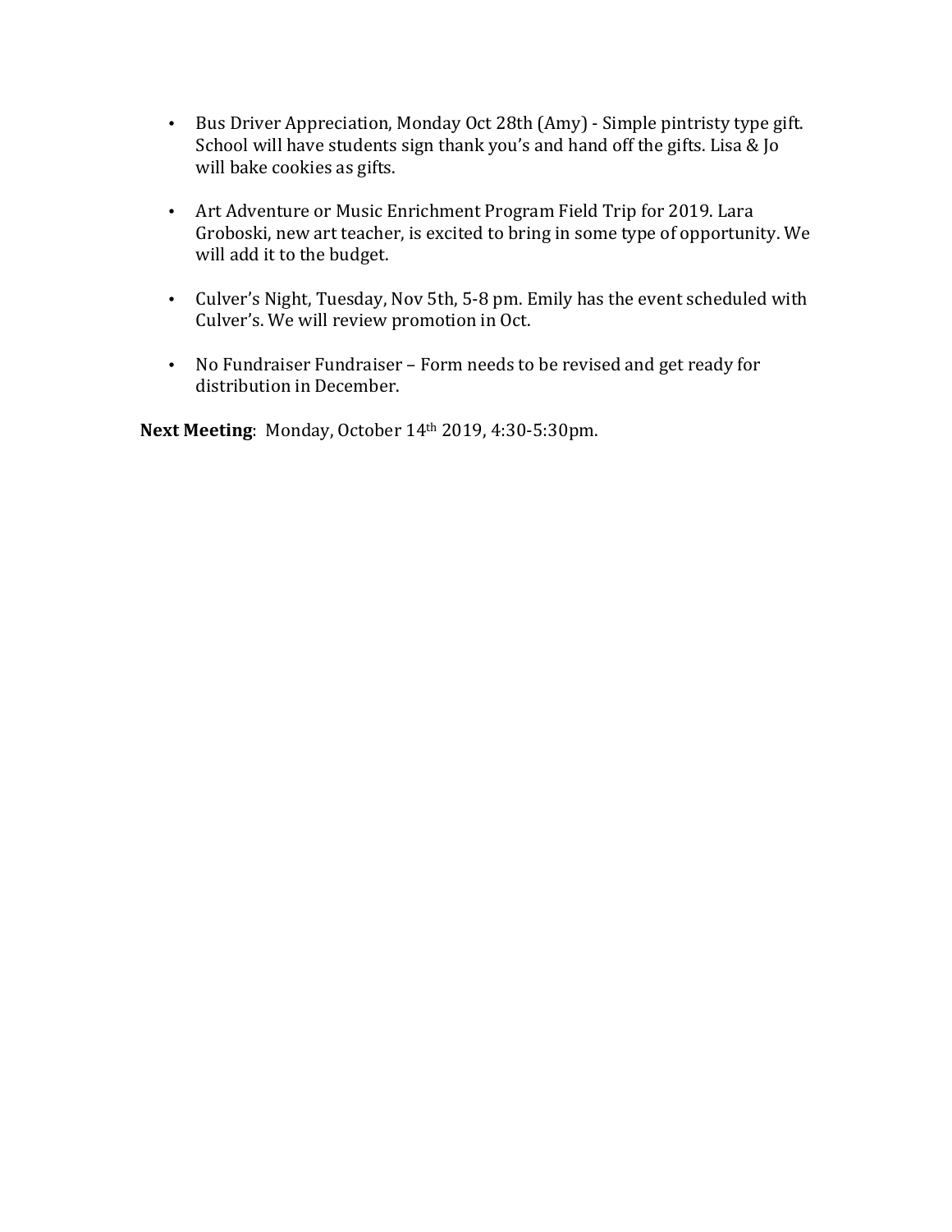- Bus Driver Appreciation, Monday Oct 28th (Amy) - Simple pintristy type gift. School will have students sign thank you's and hand off the gifts. Lisa & Jo will bake cookies as gifts.

- Art Adventure or Music Enrichment Program Field Trip for 2019. Lara Groboski, new art teacher, is excited to bring in some type of opportunity. We will add it to the budget.

- Culver's Night, Tuesday, Nov 5th, 5-8 pm. Emily has the event scheduled with Culver's. We will review promotion in Oct.

- No Fundraiser Fundraiser – Form needs to be revised and get ready for distribution in December.

**Next Meeting**: Monday, October 14th 2019, 4:30-5:30pm.